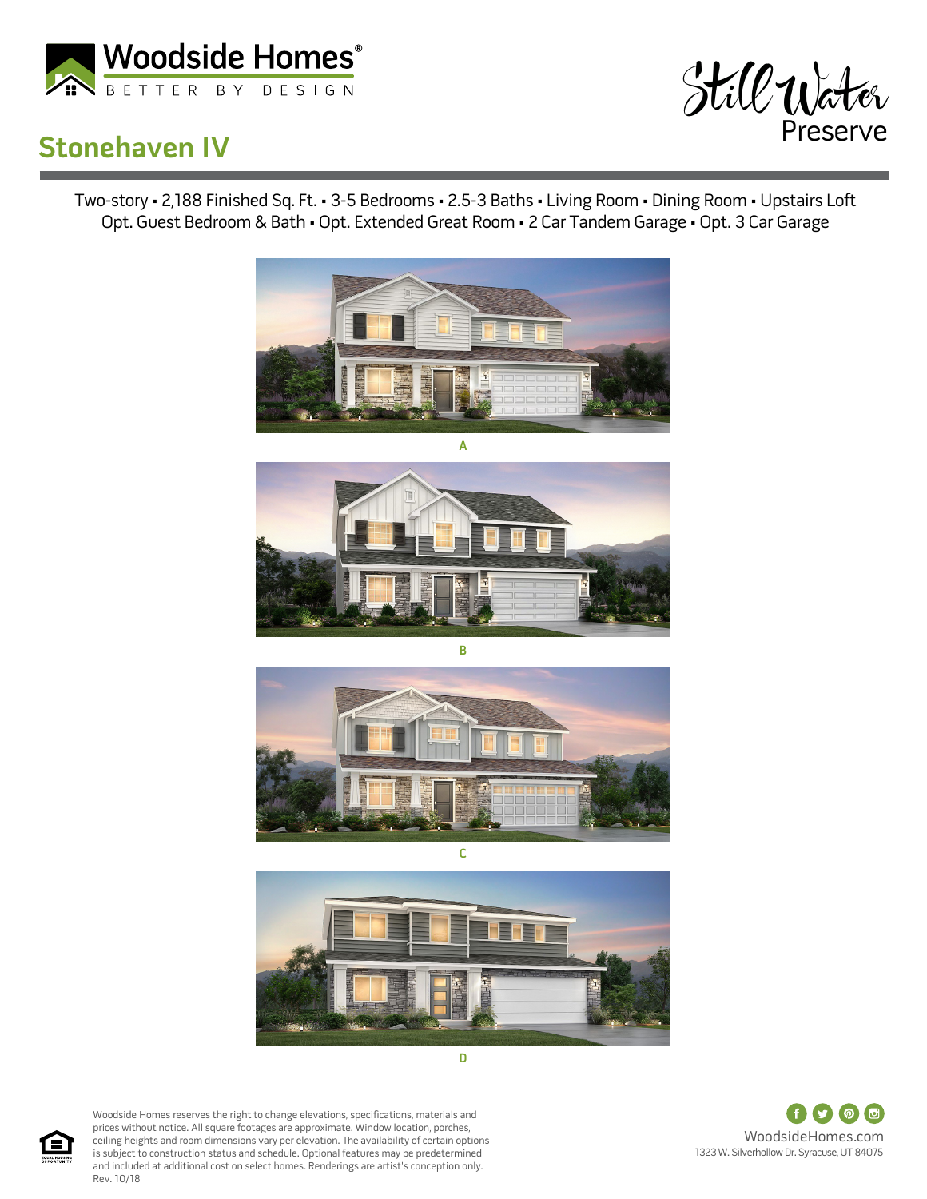Woodside Homes®
BETTER BY DESIGN

Still Water Preserve

# Stonehaven IV

Two-story ▪ 2,188 Finished Sq. Ft. ▪ 3-5 Bedrooms ▪ 2.5-3 Baths ▪ Living Room ▪ Dining Room ▪ Upstairs Loft
Opt. Guest Bedroom & Bath ▪ Opt. Extended Great Room ▪ 2 Car Tandem Garage ▪ Opt. 3 Car Garage

A

B

C

D

Woodside Homes reserves the right to change elevations, specifications, materials and prices without notice. All square footages are approximate. Window location, porches, ceiling heights and room dimensions vary per elevation. The availability of certain options is subject to construction status and schedule. Optional features may be predetermined and included at additional cost on select homes. Renderings are artist's conception only.
Rev. 10/18

WoodsideHomes.com
1323 W. Silverhollow Dr. Syracuse, UT 84075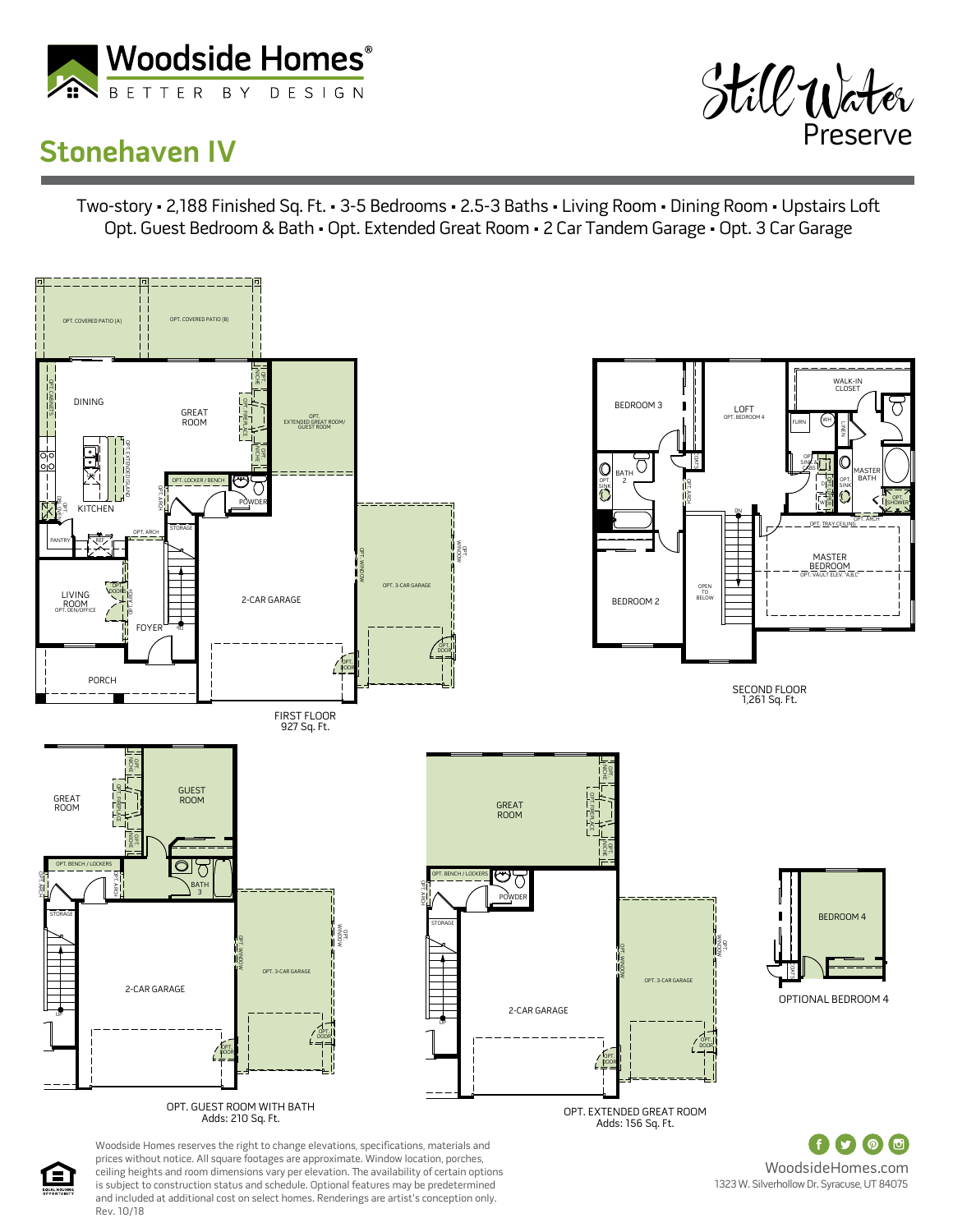Woodside Homes®
BETTER BY DESIGN

Still Water Preserve

# Stonehaven IV

Two-story • 2,188 Finished Sq. Ft. • 3-5 Bedrooms • 2.5-3 Baths • Living Room • Dining Room • Upstairs Loft
Opt. Guest Bedroom & Bath • Opt. Extended Great Room • 2 Car Tandem Garage • Opt. 3 Car Garage

OPT. COVERED PATIO (A)
OPT. COVERED PATIO (B)
DINING
GREAT ROOM
OPT. EXTENDED GREAT ROOM/ GUEST ROOM
KITCHEN
PANTRY
OPT. LOCKER / BENCH
POWDER
STORAGE
LIVING ROOM
OPT. DEN/OFFICE
FOYER
2-CAR GARAGE
OPT. 3-CAR GARAGE
PORCH

FIRST FLOOR
927 Sq. Ft.

BEDROOM 3
LOFT
OPT. BEDROOM 4
WALK-IN CLOSET
BATH 2
MASTER BATH
MASTER BEDROOM
OPT. VAULT ELEV. "A,B,C"
OPT. TRAY CEILING
OPEN TO BELOW
BEDROOM 2

SECOND FLOOR
1,261 Sq. Ft.

GREAT ROOM
GUEST ROOM
OPT. BENCH / LOCKERS
BATH 3
STORAGE
2-CAR GARAGE
OPT. 3-CAR GARAGE

OPT. GUEST ROOM WITH BATH
Adds: 210 Sq. Ft.

GREAT ROOM
OPT. BENCH / LOCKERS
POWDER
STORAGE
2-CAR GARAGE
OPT. 3-CAR GARAGE

OPT. EXTENDED GREAT ROOM
Adds: 156 Sq. Ft.

BEDROOM 4

OPTIONAL BEDROOM 4

Woodside Homes reserves the right to change elevations, specifications, materials and prices without notice. All square footages are approximate. Window location, porches, ceiling heights and room dimensions vary per elevation. The availability of certain options is subject to construction status and schedule. Optional features may be predetermined and included at additional cost on select homes. Renderings are artist's conception only. Rev. 10/18

WoodsideHomes.com
1323 W. Silverhollow Dr. Syracuse, UT 84075